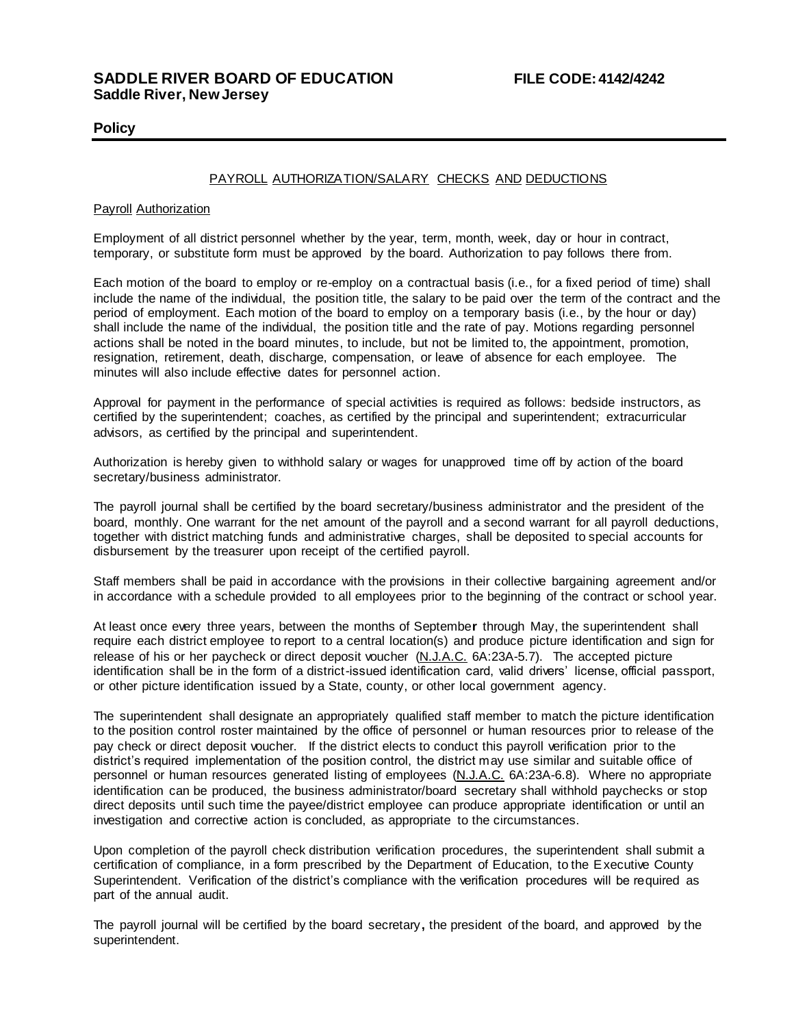**SADDLE RIVER BOARD OF EDUCATION** **FILE CODE: 4142/4242**
**Saddle River, New Jersey**

**Policy**

## PAYROLL AUTHORIZATION/SALARY CHECKS AND DEDUCTIONS

### Payroll Authorization

Employment of all district personnel whether by the year, term, month, week, day or hour in contract, temporary, or substitute form must be approved by the board. Authorization to pay follows there from.

Each motion of the board to employ or re-employ on a contractual basis (i.e., for a fixed period of time) shall include the name of the individual, the position title, the salary to be paid over the term of the contract and the period of employment. Each motion of the board to employ on a temporary basis (i.e., by the hour or day) shall include the name of the individual, the position title and the rate of pay. Motions regarding personnel actions shall be noted in the board minutes, to include, but not be limited to, the appointment, promotion, resignation, retirement, death, discharge, compensation, or leave of absence for each employee. The minutes will also include effective dates for personnel action.

Approval for payment in the performance of special activities is required as follows: bedside instructors, as certified by the superintendent; coaches, as certified by the principal and superintendent; extracurricular advisors, as certified by the principal and superintendent.

Authorization is hereby given to withhold salary or wages for unapproved time off by action of the board secretary/business administrator.

The payroll journal shall be certified by the board secretary/business administrator and the president of the board, monthly. One warrant for the net amount of the payroll and a second warrant for all payroll deductions, together with district matching funds and administrative charges, shall be deposited to special accounts for disbursement by the treasurer upon receipt of the certified payroll.

Staff members shall be paid in accordance with the provisions in their collective bargaining agreement and/or in accordance with a schedule provided to all employees prior to the beginning of the contract or school year.

At least once every three years, between the months of September through May, the superintendent shall require each district employee to report to a central location(s) and produce picture identification and sign for release of his or her paycheck or direct deposit voucher (N.J.A.C. 6A:23A-5.7). The accepted picture identification shall be in the form of a district-issued identification card, valid drivers' license, official passport, or other picture identification issued by a State, county, or other local government agency.

The superintendent shall designate an appropriately qualified staff member to match the picture identification to the position control roster maintained by the office of personnel or human resources prior to release of the pay check or direct deposit voucher. If the district elects to conduct this payroll verification prior to the district's required implementation of the position control, the district may use similar and suitable office of personnel or human resources generated listing of employees (N.J.A.C. 6A:23A-6.8). Where no appropriate identification can be produced, the business administrator/board secretary shall withhold paychecks or stop direct deposits until such time the payee/district employee can produce appropriate identification or until an investigation and corrective action is concluded, as appropriate to the circumstances.

Upon completion of the payroll check distribution verification procedures, the superintendent shall submit a certification of compliance, in a form prescribed by the Department of Education, to the Executive County Superintendent. Verification of the district's compliance with the verification procedures will be required as part of the annual audit.

The payroll journal will be certified by the board secretary**,** the president of the board, and approved by the superintendent.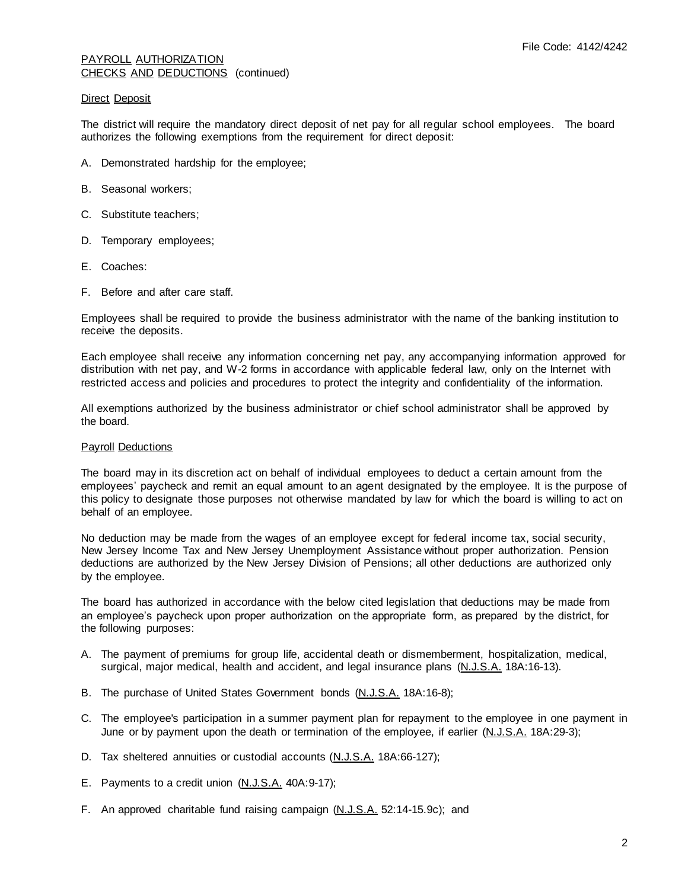PAYROLL AUTHORIZATION
CHECKS AND DEDUCTIONS (continued)

Direct Deposit

The district will require the mandatory direct deposit of net pay for all regular school employees. The board authorizes the following exemptions from the requirement for direct deposit:

A. Demonstrated hardship for the employee;

B. Seasonal workers;

C. Substitute teachers;

D. Temporary employees;

E. Coaches:

F. Before and after care staff.

Employees shall be required to provide the business administrator with the name of the banking institution to receive the deposits.

Each employee shall receive any information concerning net pay, any accompanying information approved for distribution with net pay, and W-2 forms in accordance with applicable federal law, only on the Internet with restricted access and policies and procedures to protect the integrity and confidentiality of the information.

All exemptions authorized by the business administrator or chief school administrator shall be approved by the board.

Payroll Deductions

The board may in its discretion act on behalf of individual employees to deduct a certain amount from the employees' paycheck and remit an equal amount to an agent designated by the employee. It is the purpose of this policy to designate those purposes not otherwise mandated by law for which the board is willing to act on behalf of an employee.

No deduction may be made from the wages of an employee except for federal income tax, social security, New Jersey Income Tax and New Jersey Unemployment Assistance without proper authorization. Pension deductions are authorized by the New Jersey Division of Pensions; all other deductions are authorized only by the employee.

The board has authorized in accordance with the below cited legislation that deductions may be made from an employee's paycheck upon proper authorization on the appropriate form, as prepared by the district, for the following purposes:

A. The payment of premiums for group life, accidental death or dismemberment, hospitalization, medical, surgical, major medical, health and accident, and legal insurance plans (N.J.S.A. 18A:16-13).

B. The purchase of United States Government bonds (N.J.S.A. 18A:16-8);

C. The employee's participation in a summer payment plan for repayment to the employee in one payment in June or by payment upon the death or termination of the employee, if earlier (N.J.S.A. 18A:29-3);

D. Tax sheltered annuities or custodial accounts (N.J.S.A. 18A:66-127);

E. Payments to a credit union (N.J.S.A. 40A:9-17);

F. An approved charitable fund raising campaign (N.J.S.A. 52:14-15.9c); and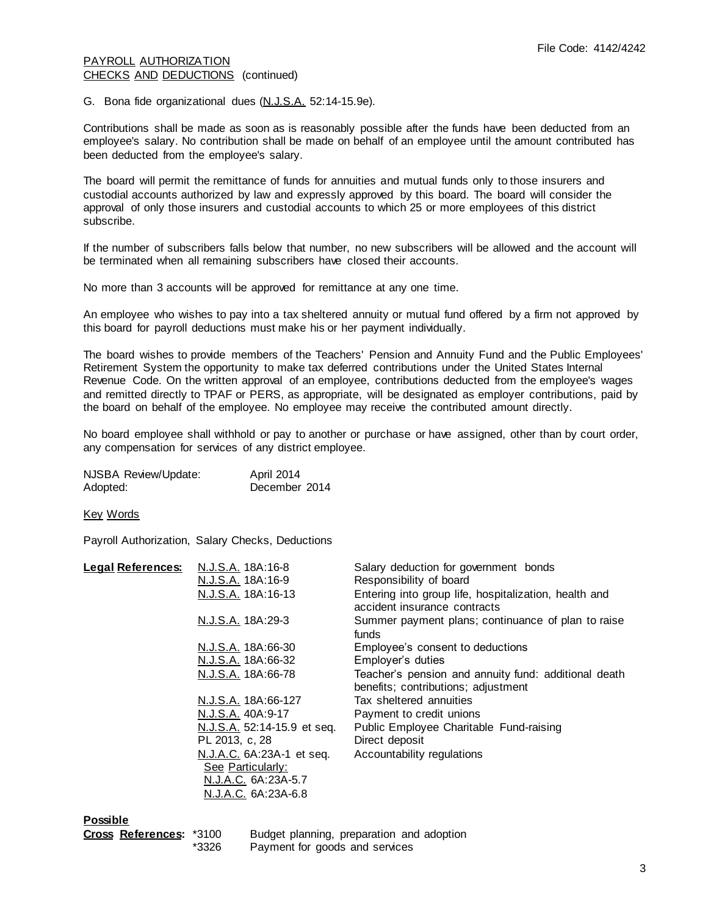File Code: 4142/4242

PAYROLL AUTHORIZATION
CHECKS AND DEDUCTIONS (continued)

G. Bona fide organizational dues (N.J.S.A. 52:14-15.9e).

Contributions shall be made as soon as is reasonably possible after the funds have been deducted from an employee's salary. No contribution shall be made on behalf of an employee until the amount contributed has been deducted from the employee's salary.

The board will permit the remittance of funds for annuities and mutual funds only to those insurers and custodial accounts authorized by law and expressly approved by this board. The board will consider the approval of only those insurers and custodial accounts to which 25 or more employees of this district subscribe.

If the number of subscribers falls below that number, no new subscribers will be allowed and the account will be terminated when all remaining subscribers have closed their accounts.

No more than 3 accounts will be approved for remittance at any one time.

An employee who wishes to pay into a tax sheltered annuity or mutual fund offered by a firm not approved by this board for payroll deductions must make his or her payment individually.

The board wishes to provide members of the Teachers' Pension and Annuity Fund and the Public Employees' Retirement System the opportunity to make tax deferred contributions under the United States Internal Revenue Code. On the written approval of an employee, contributions deducted from the employee's wages and remitted directly to TPAF or PERS, as appropriate, will be designated as employer contributions, paid by the board on behalf of the employee. No employee may receive the contributed amount directly.

No board employee shall withhold or pay to another or purchase or have assigned, other than by court order, any compensation for services of any district employee.

| | |
|---|---|
| NJSBA Review/Update: | April 2014 |
| Adopted: | December 2014 |

Key Words

Payroll Authorization, Salary Checks, Deductions

| **Legal References:** | | |
|---|---|---|
| | N.J.S.A. 18A:16-8 | Salary deduction for government bonds |
| | N.J.S.A. 18A:16-9 | Responsibility of board |
| | N.J.S.A. 18A:16-13 | Entering into group life, hospitalization, health and accident insurance contracts |
| | N.J.S.A. 18A:29-3 | Summer payment plans; continuance of plan to raise funds |
| | N.J.S.A. 18A:66-30 | Employee's consent to deductions |
| | N.J.S.A. 18A:66-32 | Employer's duties |
| | N.J.S.A. 18A:66-78 | Teacher's pension and annuity fund: additional death benefits; contributions; adjustment |
| | N.J.S.A. 18A:66-127 | Tax sheltered annuities |
| | N.J.S.A. 40A:9-17 | Payment to credit unions |
| | N.J.S.A. 52:14-15.9 et seq. | Public Employee Charitable Fund-raising |
| | PL 2013, c, 28 | Direct deposit |
| | N.J.A.C. 6A:23A-1 et seq. | Accountability regulations |
| | See Particularly: | |
| | N.J.A.C. 6A:23A-5.7 | |
| | N.J.A.C. 6A:23A-6.8 | |

**Possible Cross References:**

| | |
|---|---|
| *3100 | Budget planning, preparation and adoption |
| *3326 | Payment for goods and services |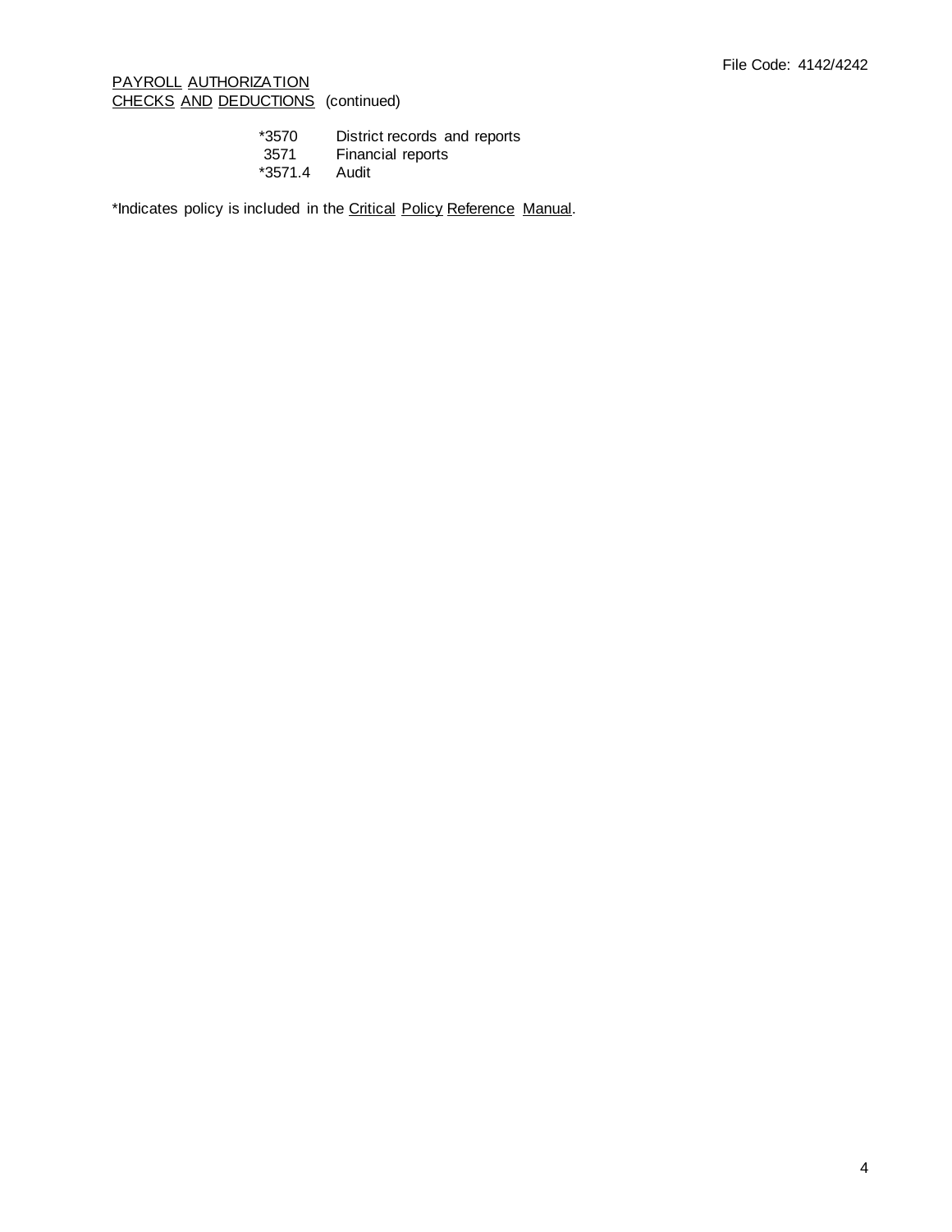PAYROLL AUTHORIZATION
CHECKS AND DEDUCTIONS (continued)

| | |
|---|---|
| *3570 | District records and reports |
| 3571 | Financial reports |
| *3571.4 | Audit |

*Indicates policy is included in the Critical Policy Reference Manual.